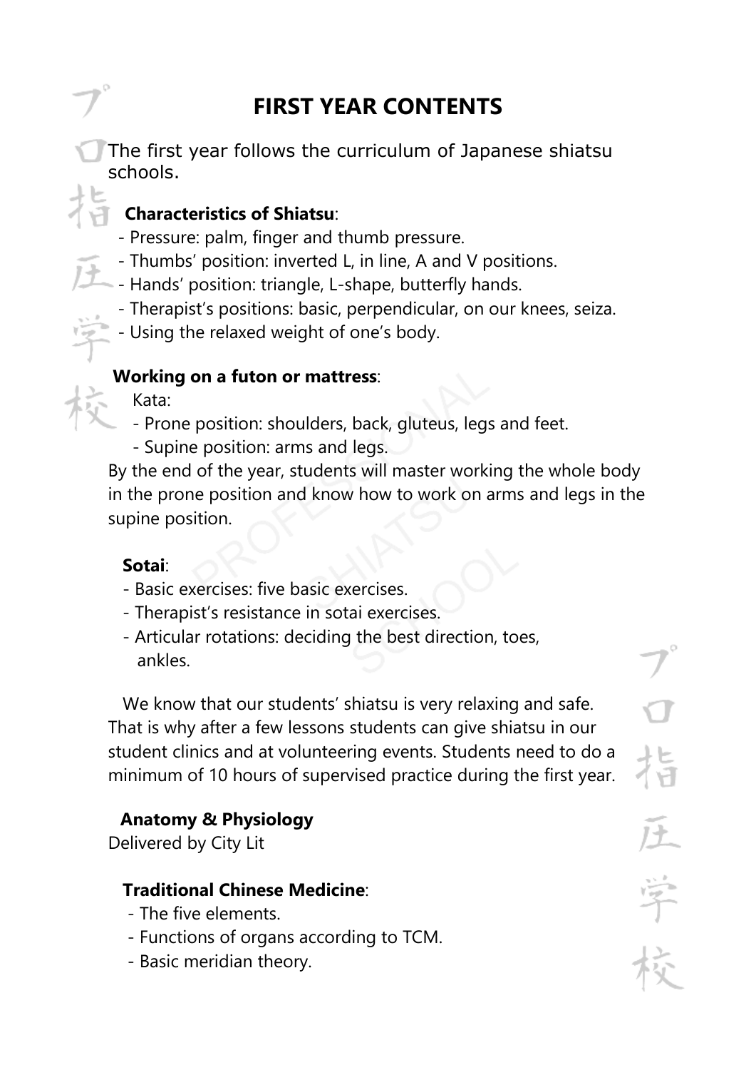# FIRST YEAR CONTENTS

The first year follows the curriculum of Japanese shiatsu schools.

**Characteristics of Shiatsu**:

- Pressure: palm, finger and thumb pressure.
- Thumbs' position: inverted L, in line, A and V positions.
- Hands' position: triangle, L-shape, butterfly hands.
- Therapist's positions: basic, perpendicular, on our knees, seiza.
- Using the relaxed weight of one's body.

**Working on a futon or mattress**:

Kata:

- Prone position: shoulders, back, gluteus, legs and feet.
- Supine position: arms and legs.

By the end of the year, students will master working the whole body in the prone position and know how to work on arms and legs in the supine position.

**Sotai**:

- Basic exercises: five basic exercises.
- Therapist's resistance in sotai exercises.
- Articular rotations: deciding the best direction, toes, ankles.

We know that our students' shiatsu is very relaxing and safe. That is why after a few lessons students can give shiatsu in our student clinics and at volunteering events. Students need to do a minimum of 10 hours of supervised practice during the first year.

**Anatomy & Physiology**

Delivered by City Lit

**Traditional Chinese Medicine**:

- The five elements.
- Functions of organs according to TCM.
- Basic meridian theory.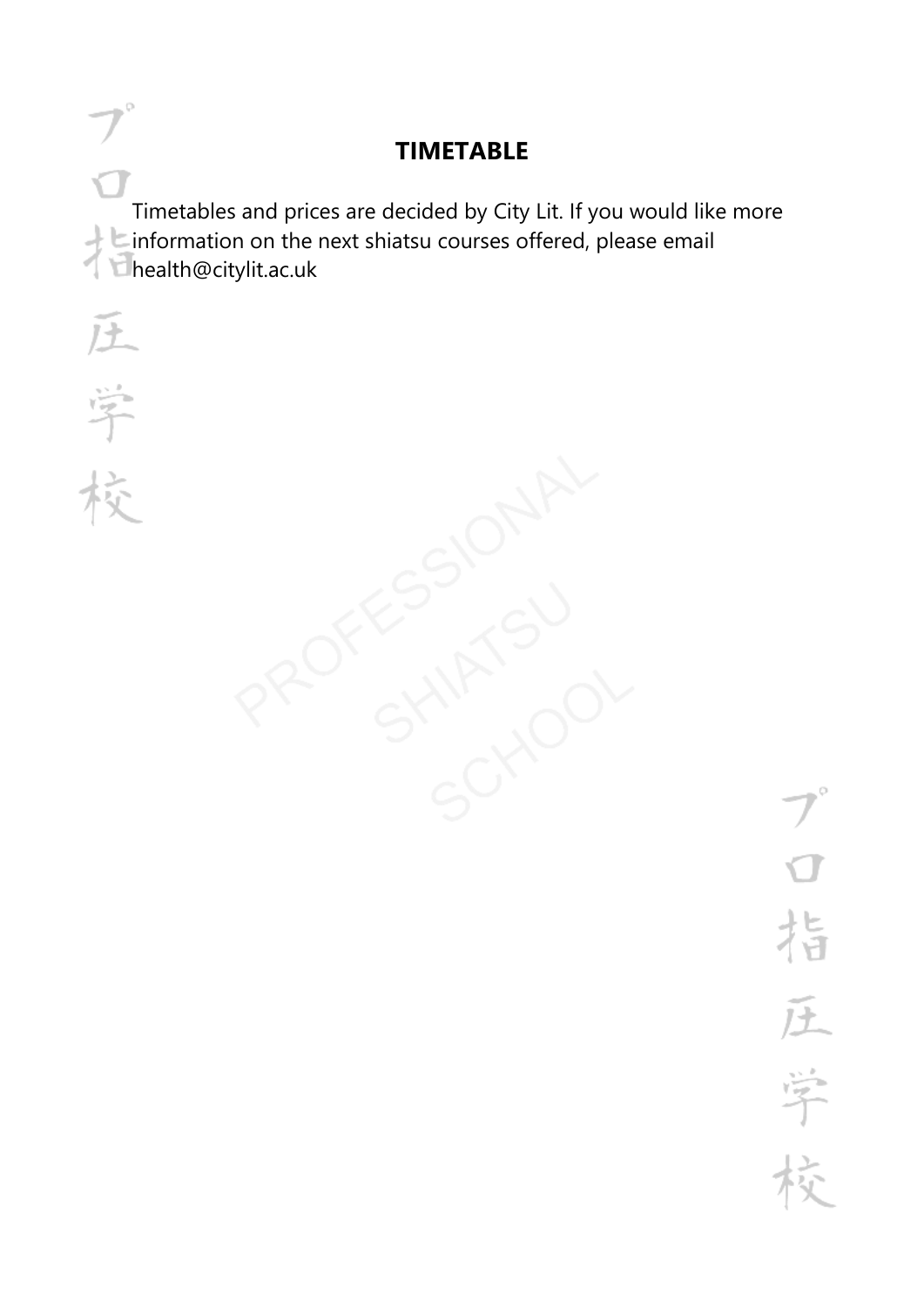## TIMETABLE

Timetables and prices are decided by City Lit. If you would like more information on the next shiatsu courses offered, please email health@citylit.ac.uk